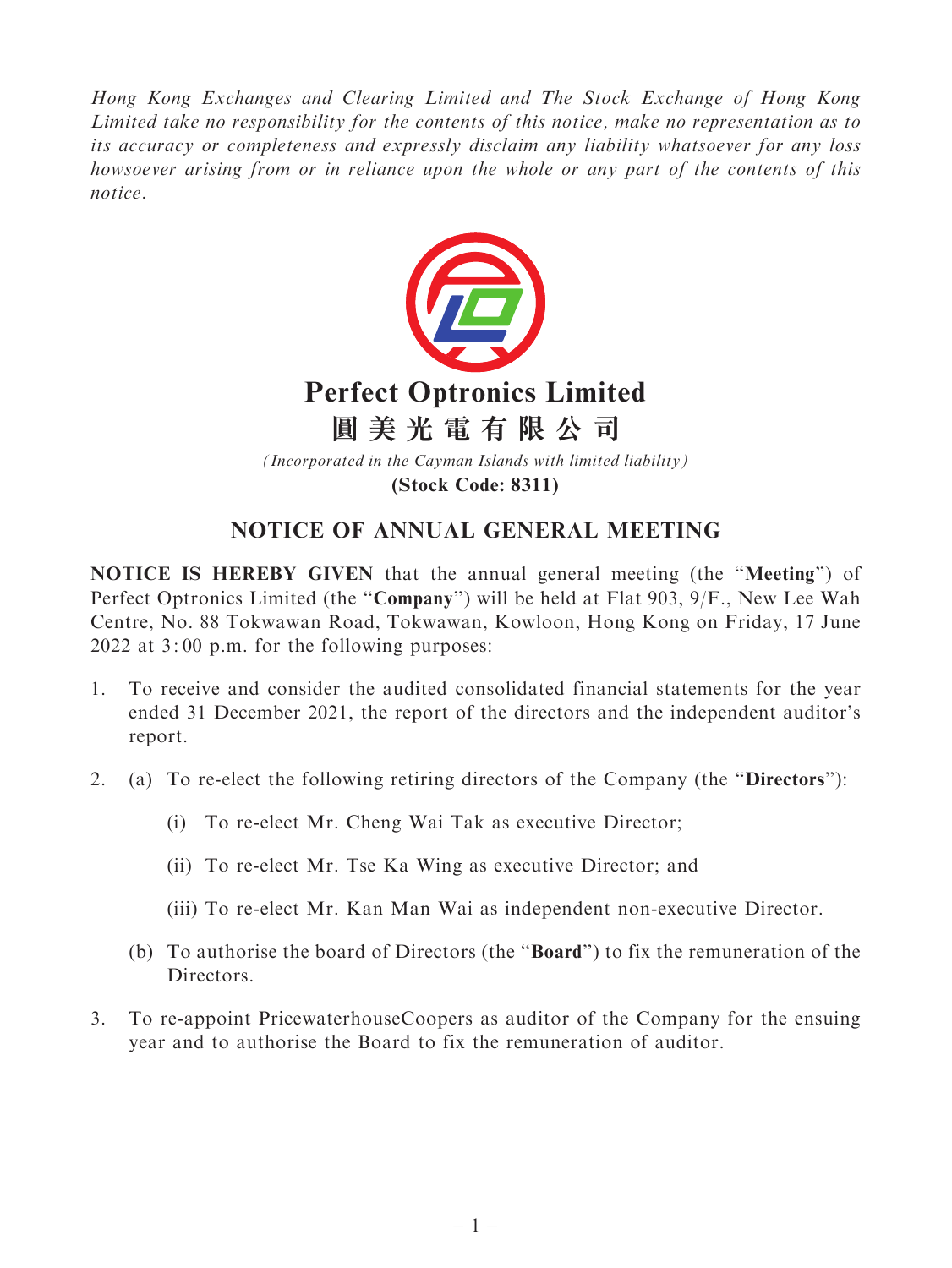*Hong Kong Exchanges and Clearing Limited and The Stock Exchange of Hong Kong Limited take no responsibility for the contents of this notice, make no representation as to its accuracy or completeness and expressly disclaim any liability whatsoever for any loss howsoever arising from or in reliance upon the whole or any part of the contents of this notice.*

# Perfect Optronics Limited

# 圓美光電有限公司

*(Incorporated in the Cayman Islands with limited liability)*

**(Stock Code: 8311)**

## NOTICE OF ANNUAL GENERAL MEETING

**NOTICE IS HEREBY GIVEN** that the annual general meeting (the "**Meeting**") of Perfect Optronics Limited (the "**Company**") will be held at Flat 903, 9/F., New Lee Wah Centre, No. 88 Tokwawan Road, Tokwawan, Kowloon, Hong Kong on Friday, 17 June 2022 at 3:00 p.m. for the following purposes:

1. To receive and consider the audited consolidated financial statements for the year ended 31 December 2021, the report of the directors and the independent auditor's report.

2. (a) To re-elect the following retiring directors of the Company (the "**Directors**"):

   (i) To re-elect Mr. Cheng Wai Tak as executive Director;

   (ii) To re-elect Mr. Tse Ka Wing as executive Director; and

   (iii) To re-elect Mr. Kan Man Wai as independent non-executive Director.

   (b) To authorise the board of Directors (the "**Board**") to fix the remuneration of the Directors.

3. To re-appoint PricewaterhouseCoopers as auditor of the Company for the ensuing year and to authorise the Board to fix the remuneration of auditor.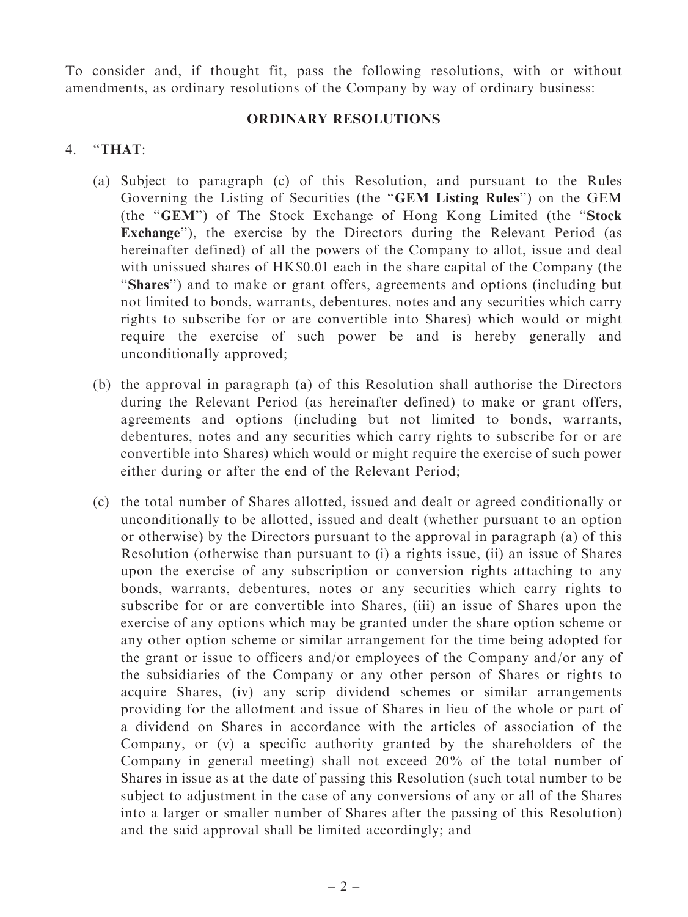To consider and, if thought fit, pass the following resolutions, with or without amendments, as ordinary resolutions of the Company by way of ordinary business:

## ORDINARY RESOLUTIONS

4. "**THAT**:

   (a) Subject to paragraph (c) of this Resolution, and pursuant to the Rules Governing the Listing of Securities (the "**GEM Listing Rules**") on the GEM (the "**GEM**") of The Stock Exchange of Hong Kong Limited (the "**Stock Exchange**"), the exercise by the Directors during the Relevant Period (as hereinafter defined) of all the powers of the Company to allot, issue and deal with unissued shares of HK$0.01 each in the share capital of the Company (the "**Shares**") and to make or grant offers, agreements and options (including but not limited to bonds, warrants, debentures, notes and any securities which carry rights to subscribe for or are convertible into Shares) which would or might require the exercise of such power be and is hereby generally and unconditionally approved;

   (b) the approval in paragraph (a) of this Resolution shall authorise the Directors during the Relevant Period (as hereinafter defined) to make or grant offers, agreements and options (including but not limited to bonds, warrants, debentures, notes and any securities which carry rights to subscribe for or are convertible into Shares) which would or might require the exercise of such power either during or after the end of the Relevant Period;

   (c) the total number of Shares allotted, issued and dealt or agreed conditionally or unconditionally to be allotted, issued and dealt (whether pursuant to an option or otherwise) by the Directors pursuant to the approval in paragraph (a) of this Resolution (otherwise than pursuant to (i) a rights issue, (ii) an issue of Shares upon the exercise of any subscription or conversion rights attaching to any bonds, warrants, debentures, notes or any securities which carry rights to subscribe for or are convertible into Shares, (iii) an issue of Shares upon the exercise of any options which may be granted under the share option scheme or any other option scheme or similar arrangement for the time being adopted for the grant or issue to officers and/or employees of the Company and/or any of the subsidiaries of the Company or any other person of Shares or rights to acquire Shares, (iv) any scrip dividend schemes or similar arrangements providing for the allotment and issue of Shares in lieu of the whole or part of a dividend on Shares in accordance with the articles of association of the Company, or (v) a specific authority granted by the shareholders of the Company in general meeting) shall not exceed 20% of the total number of Shares in issue as at the date of passing this Resolution (such total number to be subject to adjustment in the case of any conversions of any or all of the Shares into a larger or smaller number of Shares after the passing of this Resolution) and the said approval shall be limited accordingly; and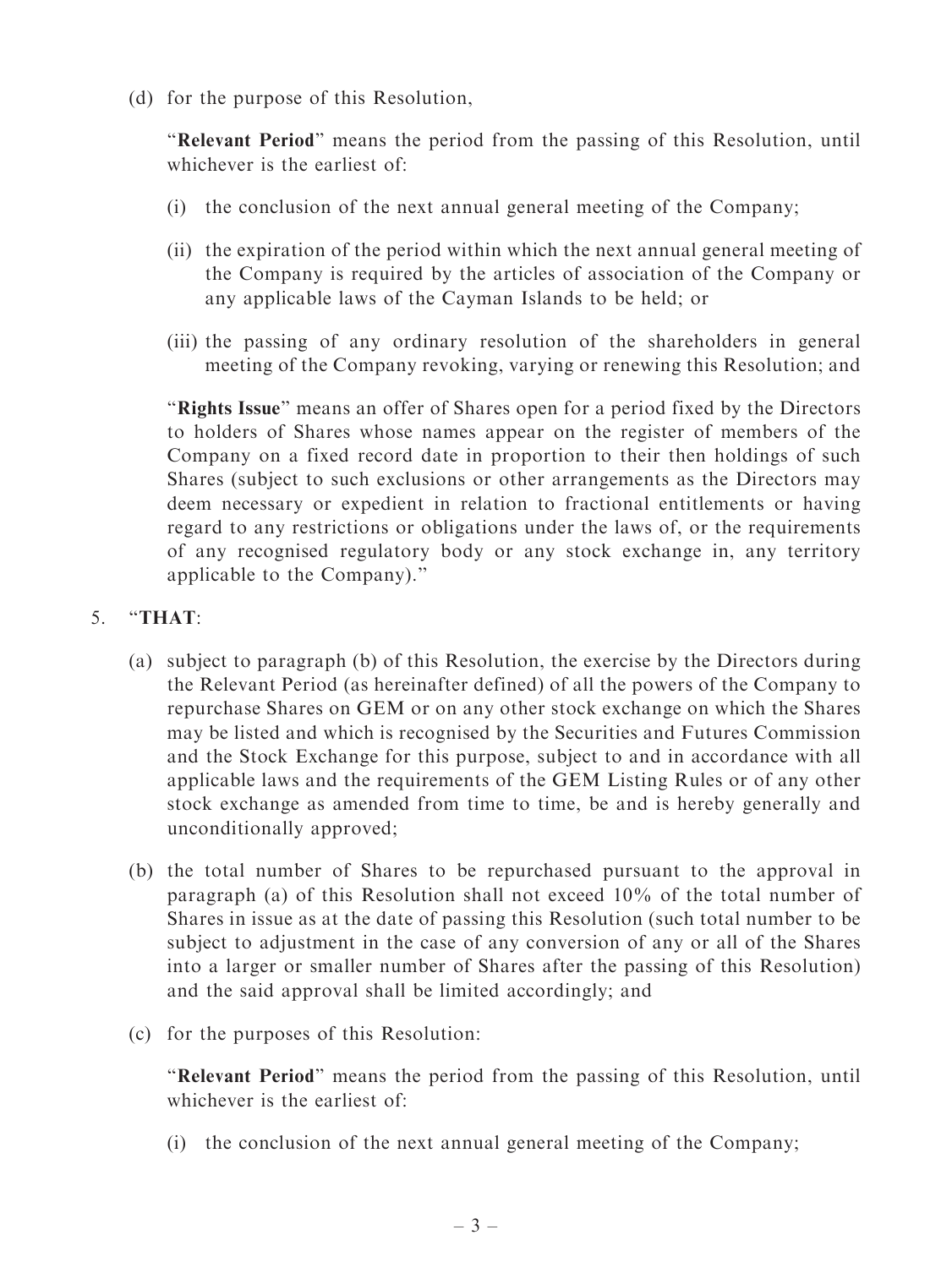(d) for the purpose of this Resolution,

"**Relevant Period**" means the period from the passing of this Resolution, until whichever is the earliest of:

(i) the conclusion of the next annual general meeting of the Company;

(ii) the expiration of the period within which the next annual general meeting of the Company is required by the articles of association of the Company or any applicable laws of the Cayman Islands to be held; or

(iii) the passing of any ordinary resolution of the shareholders in general meeting of the Company revoking, varying or renewing this Resolution; and

"**Rights Issue**" means an offer of Shares open for a period fixed by the Directors to holders of Shares whose names appear on the register of members of the Company on a fixed record date in proportion to their then holdings of such Shares (subject to such exclusions or other arrangements as the Directors may deem necessary or expedient in relation to fractional entitlements or having regard to any restrictions or obligations under the laws of, or the requirements of any recognised regulatory body or any stock exchange in, any territory applicable to the Company)."

5. "**THAT**:

(a) subject to paragraph (b) of this Resolution, the exercise by the Directors during the Relevant Period (as hereinafter defined) of all the powers of the Company to repurchase Shares on GEM or on any other stock exchange on which the Shares may be listed and which is recognised by the Securities and Futures Commission and the Stock Exchange for this purpose, subject to and in accordance with all applicable laws and the requirements of the GEM Listing Rules or of any other stock exchange as amended from time to time, be and is hereby generally and unconditionally approved;

(b) the total number of Shares to be repurchased pursuant to the approval in paragraph (a) of this Resolution shall not exceed 10% of the total number of Shares in issue as at the date of passing this Resolution (such total number to be subject to adjustment in the case of any conversion of any or all of the Shares into a larger or smaller number of Shares after the passing of this Resolution) and the said approval shall be limited accordingly; and

(c) for the purposes of this Resolution:

"**Relevant Period**" means the period from the passing of this Resolution, until whichever is the earliest of:

(i) the conclusion of the next annual general meeting of the Company;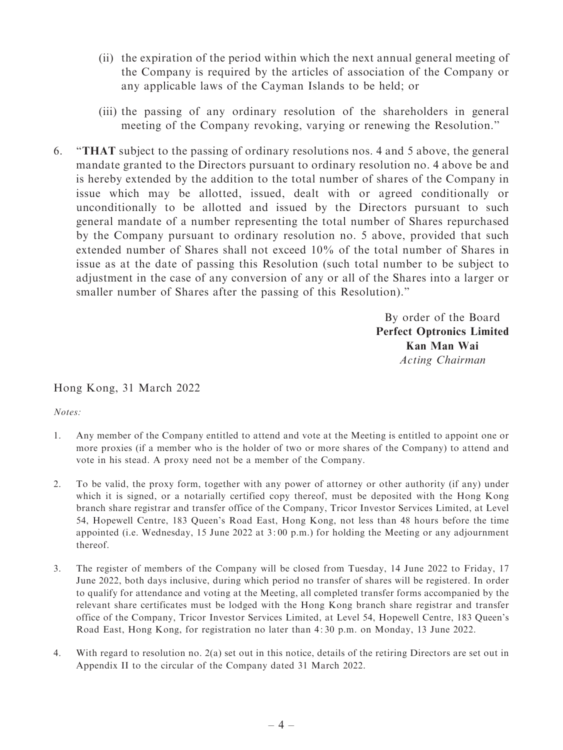(ii) the expiration of the period within which the next annual general meeting of the Company is required by the articles of association of the Company or any applicable laws of the Cayman Islands to be held; or

(iii) the passing of any ordinary resolution of the shareholders in general meeting of the Company revoking, varying or renewing the Resolution."

6. "**THAT** subject to the passing of ordinary resolutions nos. 4 and 5 above, the general mandate granted to the Directors pursuant to ordinary resolution no. 4 above be and is hereby extended by the addition to the total number of shares of the Company in issue which may be allotted, issued, dealt with or agreed conditionally or unconditionally to be allotted and issued by the Directors pursuant to such general mandate of a number representing the total number of Shares repurchased by the Company pursuant to ordinary resolution no. 5 above, provided that such extended number of Shares shall not exceed 10% of the total number of Shares in issue as at the date of passing this Resolution (such total number to be subject to adjustment in the case of any conversion of any or all of the Shares into a larger or smaller number of Shares after the passing of this Resolution)."

By order of the Board
**Perfect Optronics Limited**
**Kan Man Wai**
*Acting Chairman*

Hong Kong, 31 March 2022

*Notes:*

1. Any member of the Company entitled to attend and vote at the Meeting is entitled to appoint one or more proxies (if a member who is the holder of two or more shares of the Company) to attend and vote in his stead. A proxy need not be a member of the Company.

2. To be valid, the proxy form, together with any power of attorney or other authority (if any) under which it is signed, or a notarially certified copy thereof, must be deposited with the Hong Kong branch share registrar and transfer office of the Company, Tricor Investor Services Limited, at Level 54, Hopewell Centre, 183 Queen's Road East, Hong Kong, not less than 48 hours before the time appointed (i.e. Wednesday, 15 June 2022 at 3:00 p.m.) for holding the Meeting or any adjournment thereof.

3. The register of members of the Company will be closed from Tuesday, 14 June 2022 to Friday, 17 June 2022, both days inclusive, during which period no transfer of shares will be registered. In order to qualify for attendance and voting at the Meeting, all completed transfer forms accompanied by the relevant share certificates must be lodged with the Hong Kong branch share registrar and transfer office of the Company, Tricor Investor Services Limited, at Level 54, Hopewell Centre, 183 Queen's Road East, Hong Kong, for registration no later than 4:30 p.m. on Monday, 13 June 2022.

4. With regard to resolution no. 2(a) set out in this notice, details of the retiring Directors are set out in Appendix II to the circular of the Company dated 31 March 2022.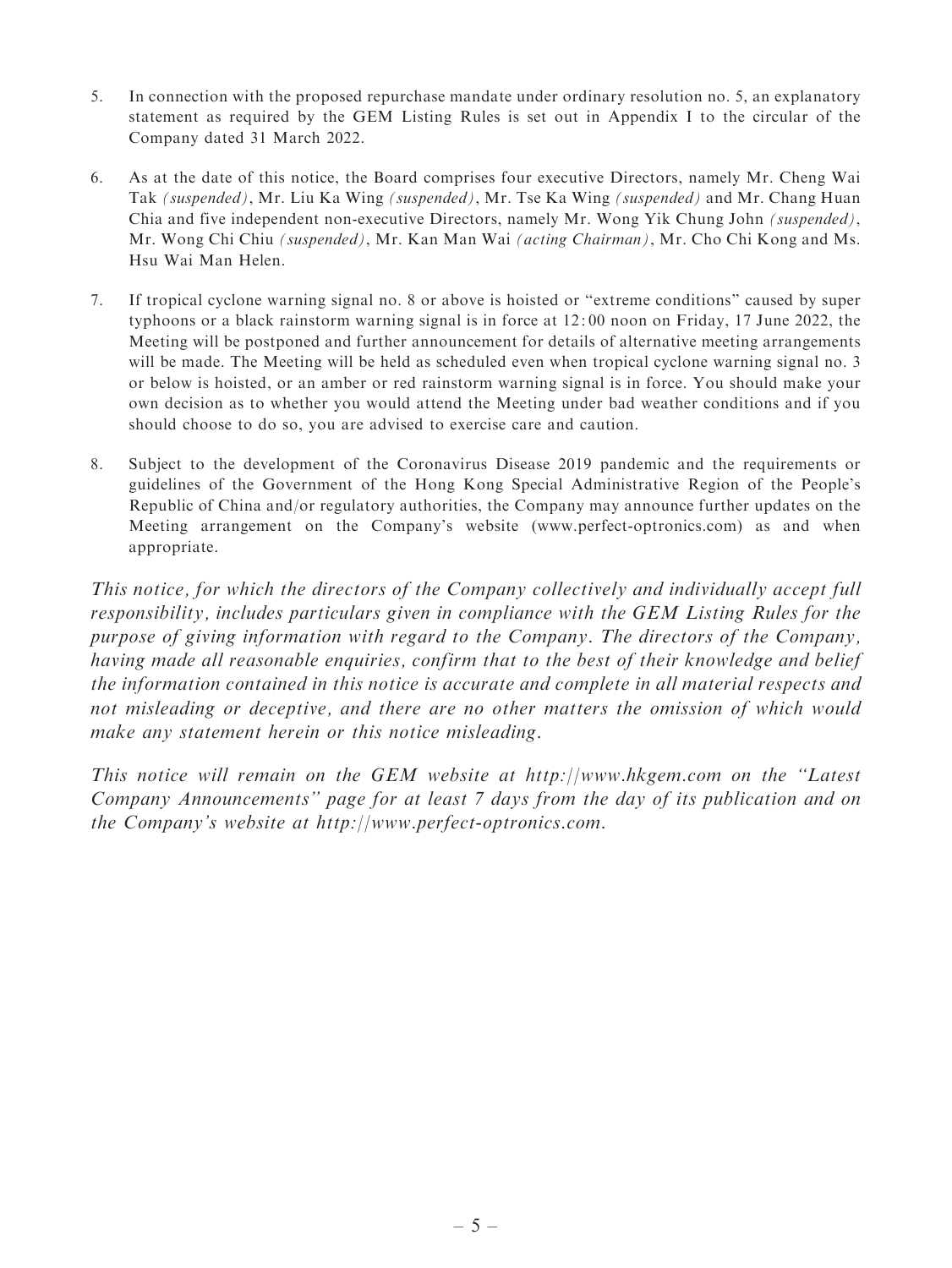5. In connection with the proposed repurchase mandate under ordinary resolution no. 5, an explanatory statement as required by the GEM Listing Rules is set out in Appendix I to the circular of the Company dated 31 March 2022.

6. As at the date of this notice, the Board comprises four executive Directors, namely Mr. Cheng Wai Tak *(suspended)*, Mr. Liu Ka Wing *(suspended)*, Mr. Tse Ka Wing *(suspended)* and Mr. Chang Huan Chia and five independent non-executive Directors, namely Mr. Wong Yik Chung John *(suspended)*, Mr. Wong Chi Chiu *(suspended)*, Mr. Kan Man Wai *(acting Chairman)*, Mr. Cho Chi Kong and Ms. Hsu Wai Man Helen.

7. If tropical cyclone warning signal no. 8 or above is hoisted or "extreme conditions" caused by super typhoons or a black rainstorm warning signal is in force at 12:00 noon on Friday, 17 June 2022, the Meeting will be postponed and further announcement for details of alternative meeting arrangements will be made. The Meeting will be held as scheduled even when tropical cyclone warning signal no. 3 or below is hoisted, or an amber or red rainstorm warning signal is in force. You should make your own decision as to whether you would attend the Meeting under bad weather conditions and if you should choose to do so, you are advised to exercise care and caution.

8. Subject to the development of the Coronavirus Disease 2019 pandemic and the requirements or guidelines of the Government of the Hong Kong Special Administrative Region of the People's Republic of China and/or regulatory authorities, the Company may announce further updates on the Meeting arrangement on the Company's website (www.perfect-optronics.com) as and when appropriate.

*This notice, for which the directors of the Company collectively and individually accept full responsibility, includes particulars given in compliance with the GEM Listing Rules for the purpose of giving information with regard to the Company. The directors of the Company, having made all reasonable enquiries, confirm that to the best of their knowledge and belief the information contained in this notice is accurate and complete in all material respects and not misleading or deceptive, and there are no other matters the omission of which would make any statement herein or this notice misleading.*

*This notice will remain on the GEM website at http://www.hkgem.com on the "Latest Company Announcements" page for at least 7 days from the day of its publication and on the Company's website at http://www.perfect-optronics.com.*